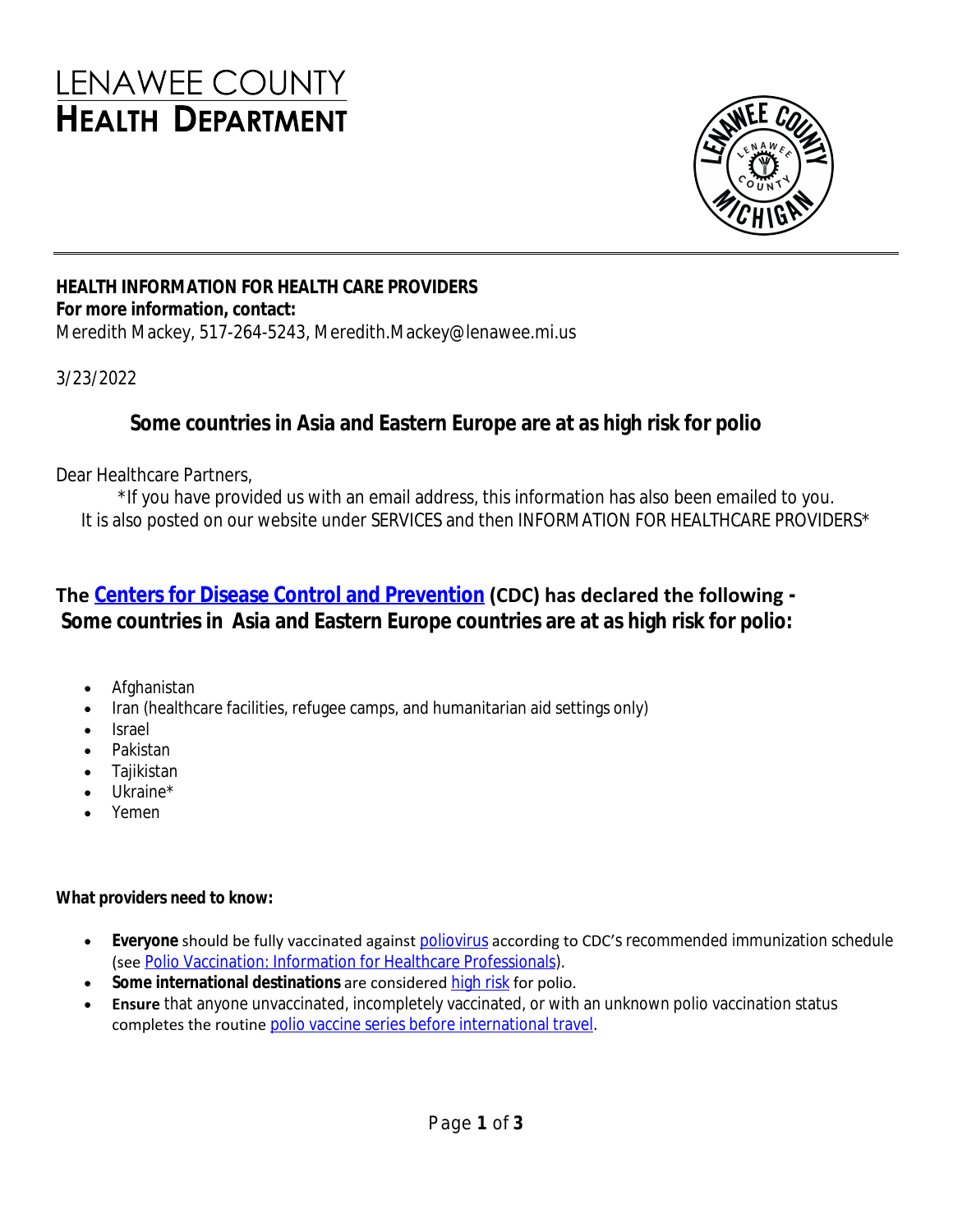# LENAWEE COUNTY
# HEALTH DEPARTMENT

**HEALTH INFORMATION FOR HEALTH CARE PROVIDERS**
**For more information, contact:**
Meredith Mackey, 517-264-5243, Meredith.Mackey@lenawee.mi.us

3/23/2022

## Some countries in Asia and Eastern Europe are at as high risk for polio

Dear Healthcare Partners,

*If you have provided us with an email address, this information has also been emailed to you. It is also posted on our website under SERVICES and then INFORMATION FOR HEALTHCARE PROVIDERS*

### The Centers for Disease Control and Prevention (CDC) has declared the following - Some countries in Asia and Eastern Europe countries are at as high risk for polio:

- Afghanistan
- Iran (healthcare facilities, refugee camps, and humanitarian aid settings only)
- Israel
- Pakistan
- Tajikistan
- Ukraine*
- Yemen

**What providers need to know:**

- **Everyone** should be fully vaccinated against poliovirus according to CDC's recommended immunization schedule (see Polio Vaccination: Information for Healthcare Professionals).
- **Some international destinations** are considered high risk for polio.
- **Ensure** that anyone unvaccinated, incompletely vaccinated, or with an unknown polio vaccination status completes the routine polio vaccine series before international travel.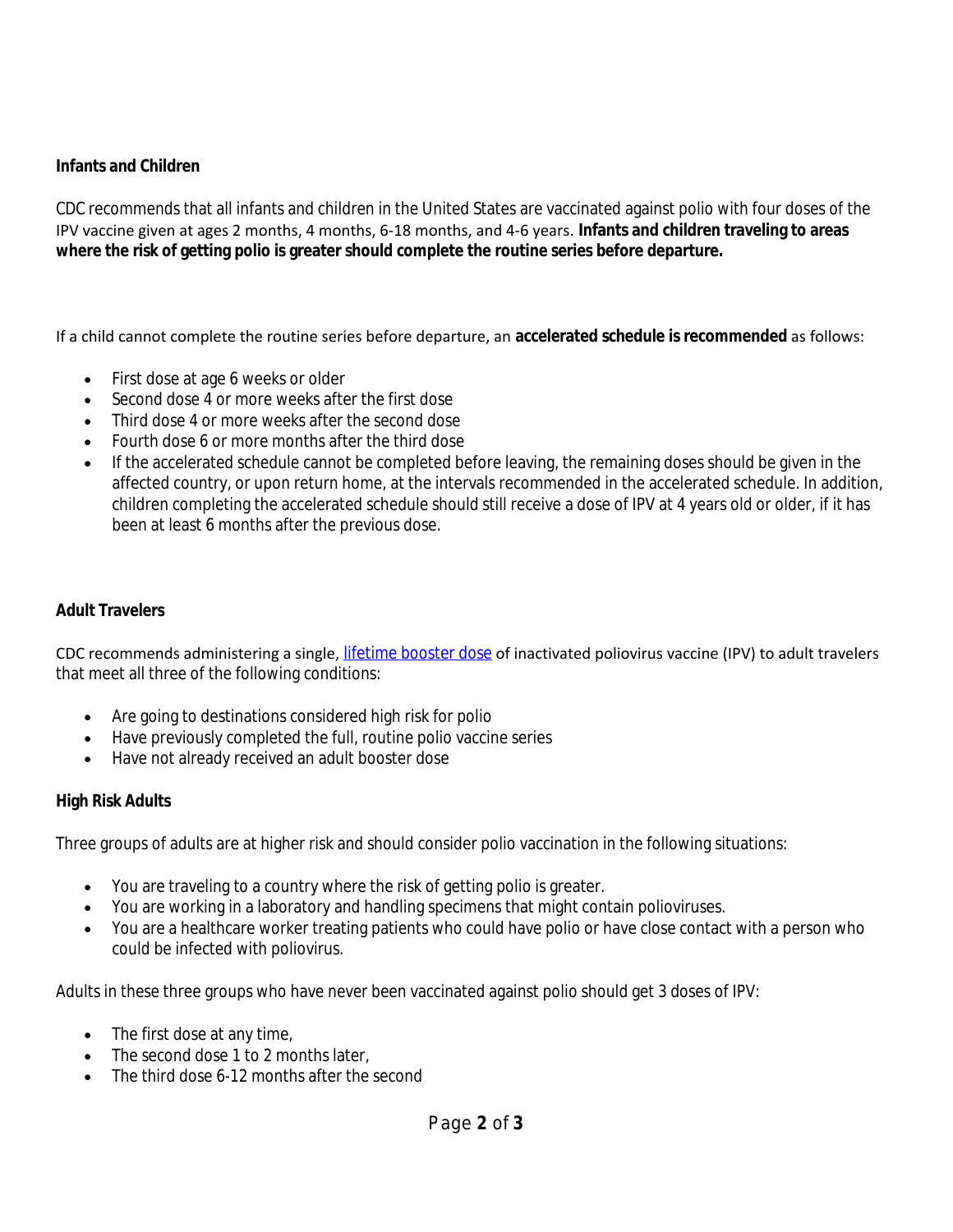**Infants and Children**

CDC recommends that all infants and children in the United States are vaccinated against polio with four doses of the IPV vaccine given at ages 2 months, 4 months, 6-18 months, and 4-6 years. **Infants and children traveling to areas where the risk of getting polio is greater should complete the routine series before departure.**

If a child cannot complete the routine series before departure, an **accelerated schedule is recommended** as follows:

- First dose at age 6 weeks or older
- Second dose 4 or more weeks after the first dose
- Third dose 4 or more weeks after the second dose
- Fourth dose 6 or more months after the third dose
- If the accelerated schedule cannot be completed before leaving, the remaining doses should be given in the affected country, or upon return home, at the intervals recommended in the accelerated schedule. In addition, children completing the accelerated schedule should still receive a dose of IPV at 4 years old or older, if it has been at least 6 months after the previous dose.

**Adult Travelers**

CDC recommends administering a single, lifetime booster dose of inactivated poliovirus vaccine (IPV) to adult travelers that meet all three of the following conditions:

- Are going to destinations considered high risk for polio
- Have previously completed the full, routine polio vaccine series
- Have not already received an adult booster dose

**High Risk Adults**

Three groups of adults are at higher risk and should consider polio vaccination in the following situations:

- You are traveling to a country where the risk of getting polio is greater.
- You are working in a laboratory and handling specimens that might contain polioviruses.
- You are a healthcare worker treating patients who could have polio or have close contact with a person who could be infected with poliovirus.

Adults in these three groups who have never been vaccinated against polio should get 3 doses of IPV:

- The first dose at any time,
- The second dose 1 to 2 months later,
- The third dose 6-12 months after the second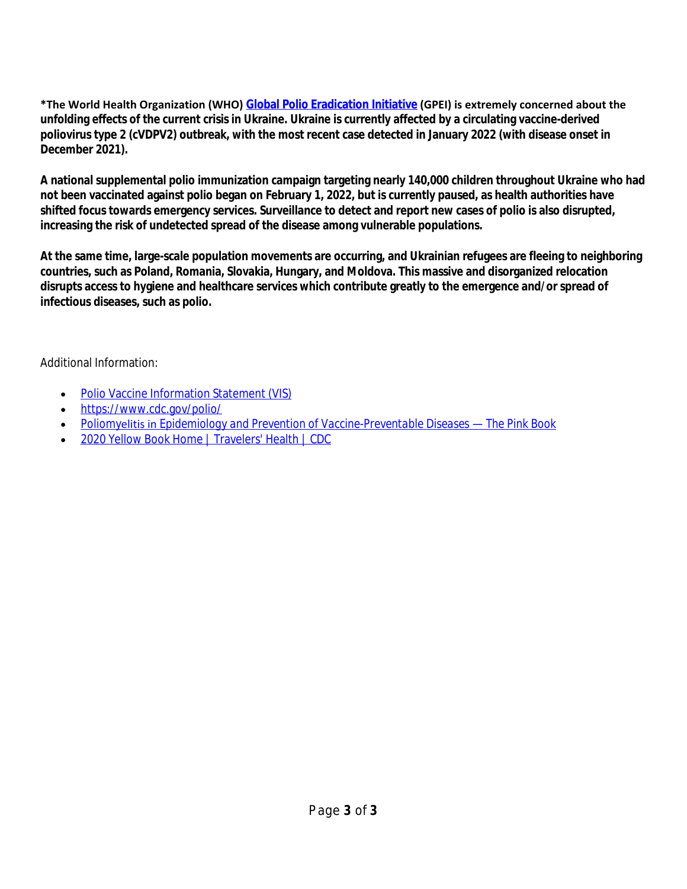**\*The World Health Organization (WHO) [Global Polio Eradication Initiative](#) (GPEI) is extremely concerned about the unfolding effects of the current crisis in Ukraine. Ukraine is currently affected by a circulating vaccine-derived poliovirus type 2 (cVDPV2) outbreak, with the most recent case detected in January 2022 (with disease onset in December 2021).**

**A national supplemental polio immunization campaign targeting nearly 140,000 children throughout Ukraine who had not been vaccinated against polio began on February 1, 2022, but is currently paused, as health authorities have shifted focus towards emergency services. Surveillance to detect and report new cases of polio is also disrupted, increasing the risk of undetected spread of the disease among vulnerable populations.**

**At the same time, large-scale population movements are occurring, and Ukrainian refugees are fleeing to neighboring countries, such as Poland, Romania, Slovakia, Hungary, and Moldova. This massive and disorganized relocation disrupts access to hygiene and healthcare services which contribute greatly to the emergence and/or spread of infectious diseases, such as polio.**

Additional Information:

- [Polio Vaccine Information Statement (VIS)](#)
- [https://www.cdc.gov/polio/](https://www.cdc.gov/polio/)
- [Poliomyelitis in Epidemiology and Prevention of Vaccine-Preventable Diseases — The Pink Book](#)
- [2020 Yellow Book Home | Travelers' Health | CDC](#)